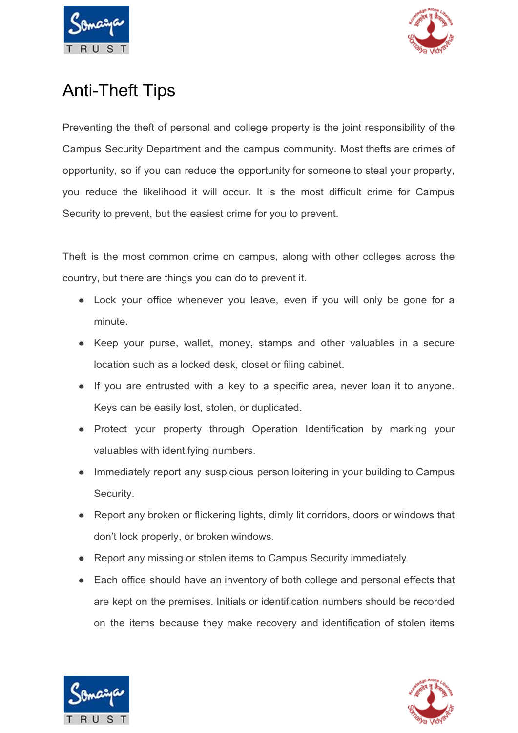# Anti-Theft Tips

Preventing the theft of personal and college property is the joint responsibility of the Campus Security Department and the campus community. Most thefts are crimes of opportunity, so if you can reduce the opportunity for someone to steal your property, you reduce the likelihood it will occur. It is the most difficult crime for Campus Security to prevent, but the easiest crime for you to prevent.

Theft is the most common crime on campus, along with other colleges across the country, but there are things you can do to prevent it.

- Lock your office whenever you leave, even if you will only be gone for a minute.
- Keep your purse, wallet, money, stamps and other valuables in a secure location such as a locked desk, closet or filing cabinet.
- If you are entrusted with a key to a specific area, never loan it to anyone. Keys can be easily lost, stolen, or duplicated.
- Protect your property through Operation Identification by marking your valuables with identifying numbers.
- Immediately report any suspicious person loitering in your building to Campus Security.
- Report any broken or flickering lights, dimly lit corridors, doors or windows that don't lock properly, or broken windows.
- Report any missing or stolen items to Campus Security immediately.
- Each office should have an inventory of both college and personal effects that are kept on the premises. Initials or identification numbers should be recorded on the items because they make recovery and identification of stolen items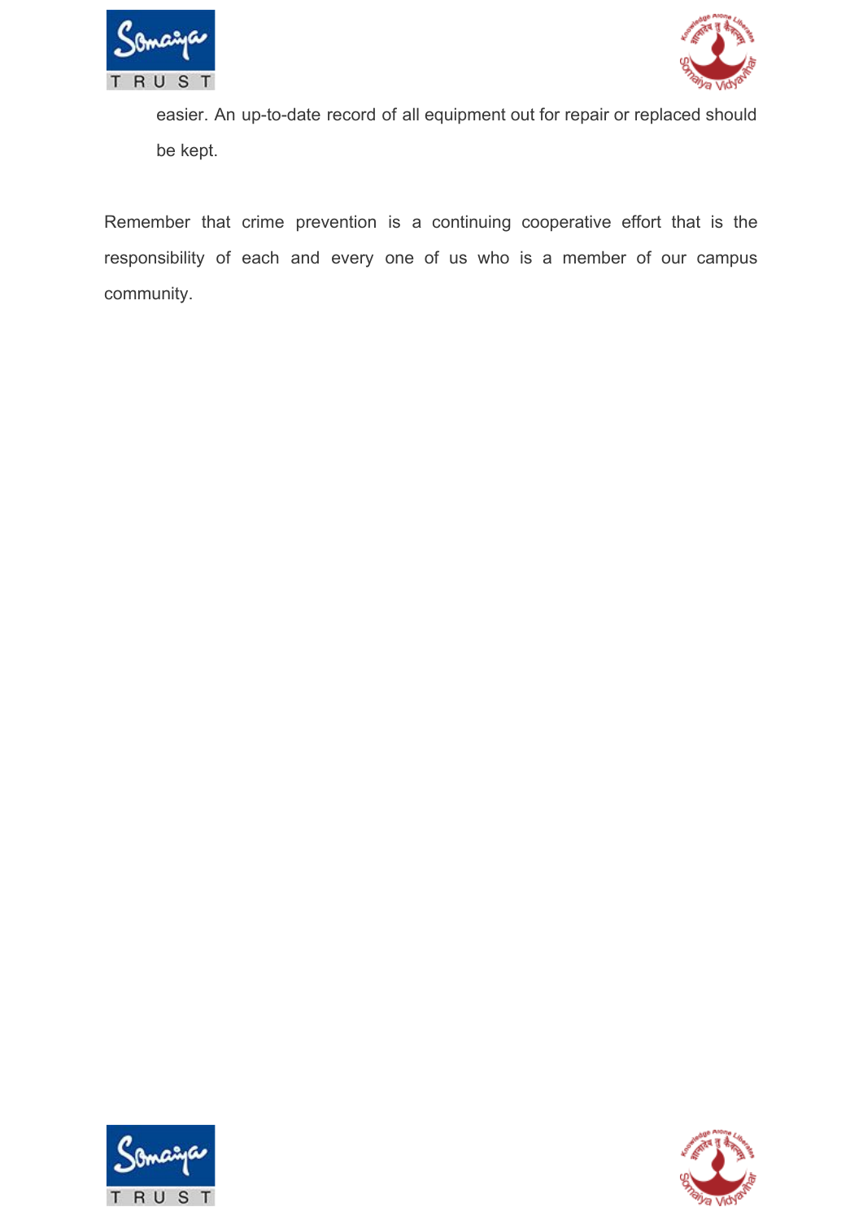easier. An up-to-date record of all equipment out for repair or replaced should be kept.

Remember that crime prevention is a continuing cooperative effort that is the responsibility of each and every one of us who is a member of our campus community.